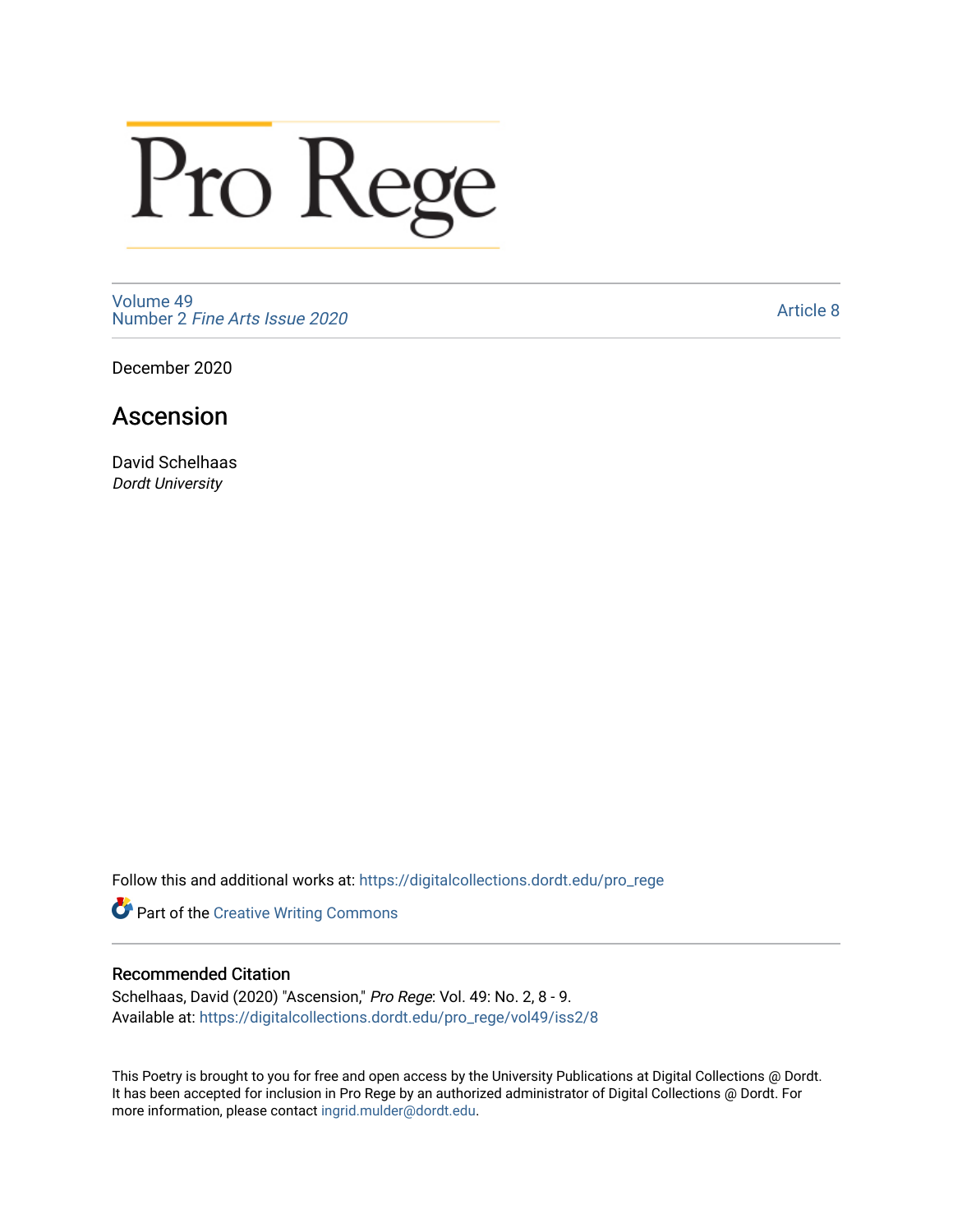# Pro Rege

Volume 49
Number 2 *Fine Arts Issue 2020*

Article 8

December 2020

## Ascension

David Schelhaas
*Dordt University*

Follow this and additional works at: https://digitalcollections.dordt.edu/pro_rege

Part of the Creative Writing Commons

### Recommended Citation

Schelhaas, David (2020) "Ascension," *Pro Rege*: Vol. 49: No. 2, 8 - 9.
Available at: https://digitalcollections.dordt.edu/pro_rege/vol49/iss2/8

This Poetry is brought to you for free and open access by the University Publications at Digital Collections @ Dordt. It has been accepted for inclusion in Pro Rege by an authorized administrator of Digital Collections @ Dordt. For more information, please contact ingrid.mulder@dordt.edu.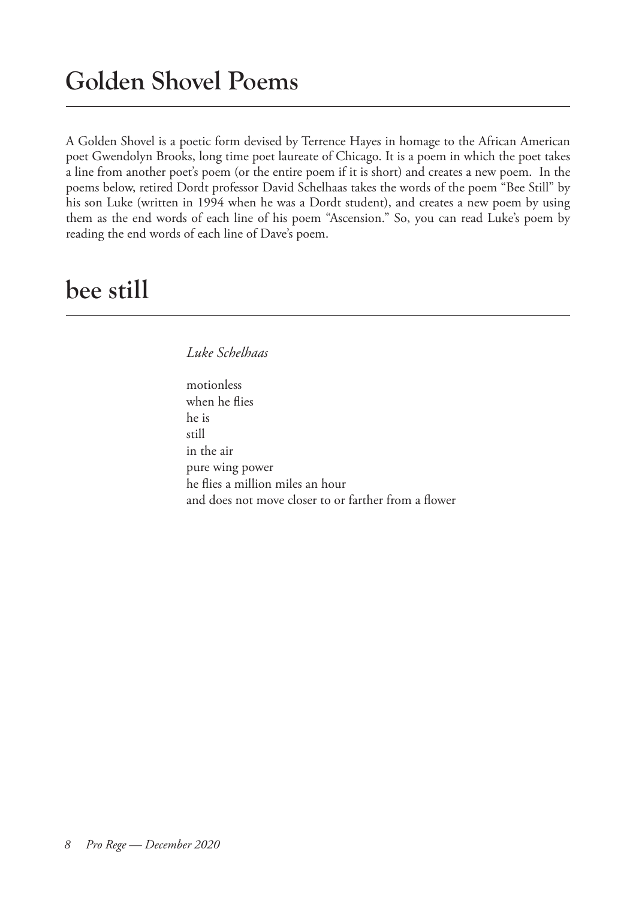# Golden Shovel Poems

A Golden Shovel is a poetic form devised by Terrence Hayes in homage to the African American poet Gwendolyn Brooks, long time poet laureate of Chicago. It is a poem in which the poet takes a line from another poet's poem (or the entire poem if it is short) and creates a new poem. In the poems below, retired Dordt professor David Schelhaas takes the words of the poem "Bee Still" by his son Luke (written in 1994 when he was a Dordt student), and creates a new poem by using them as the end words of each line of his poem "Ascension." So, you can read Luke's poem by reading the end words of each line of Dave's poem.

# bee still

*Luke Schelhaas*

motionless
when he flies
he is
still
in the air
pure wing power
he flies a million miles an hour
and does not move closer to or farther from a flower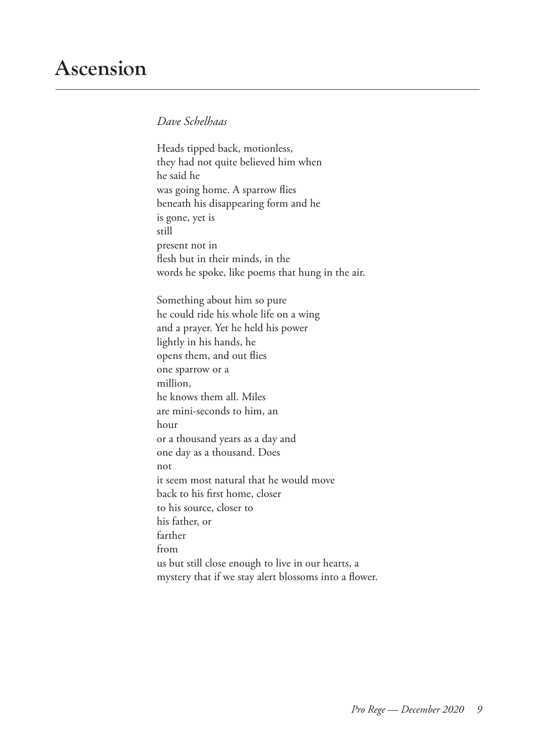# Ascension

*Dave Schelhaas*

Heads tipped back, motionless,  
they had not quite believed him when  
he said he  
was going home. A sparrow flies  
beneath his disappearing form and he  
is gone, yet is  
still  
present not in  
flesh but in their minds, in the  
words he spoke, like poems that hung in the air.

Something about him so pure  
he could ride his whole life on a wing  
and a prayer. Yet he held his power  
lightly in his hands, he  
opens them, and out flies  
one sparrow or a  
million,  
he knows them all. Miles  
are mini-seconds to him, an  
hour  
or a thousand years as a day and  
one day as a thousand. Does  
not  
it seem most natural that he would move  
back to his first home, closer  
to his source, closer to  
his father, or  
farther  
from  
us but still close enough to live in our hearts, a  
mystery that if we stay alert blossoms into a flower.